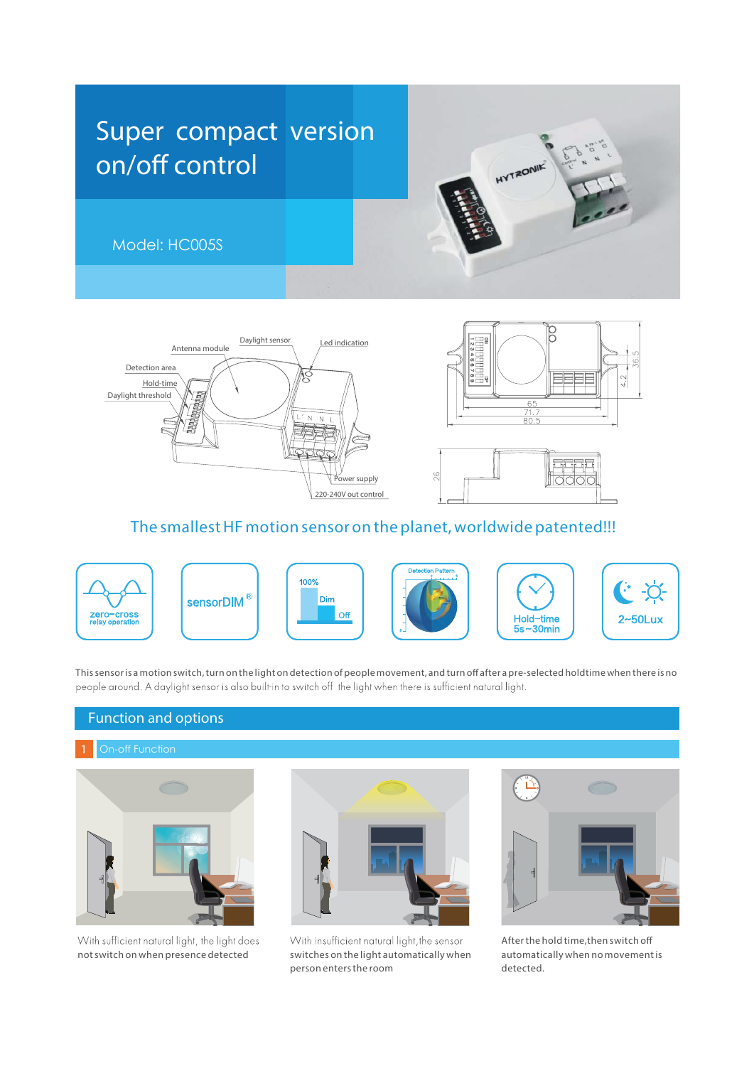# Super compact version on/off control

Model: HC005S

Antenna module
Daylight sensor
Led indication
Detection area
Hold-time
Daylight threshold
Power supply
220-240V out control

65
71.7
80.5
36.5
4.2
26

## The smallest HF motion sensor on the planet, worldwide patented!!!

zero-cross relay operation

sensorDIM®

100% Dim Off

Detection Pattern

Hold-time 5s~30min

2~50Lux

This sensor is a motion switch, turn on the light on detection of people movement, and turn off after a pre-selected holdtime when there is no people around. A daylight sensor is also built-in to switch off the light when there is sufficient natural light.

## Function and options

### 1 On-off Function

With sufficient natural light, the light does not switch on when presence detected

With insufficient natural light, the sensor switches on the light automatically when person enters the room

After the hold time, then switch off automatically when no movement is detected.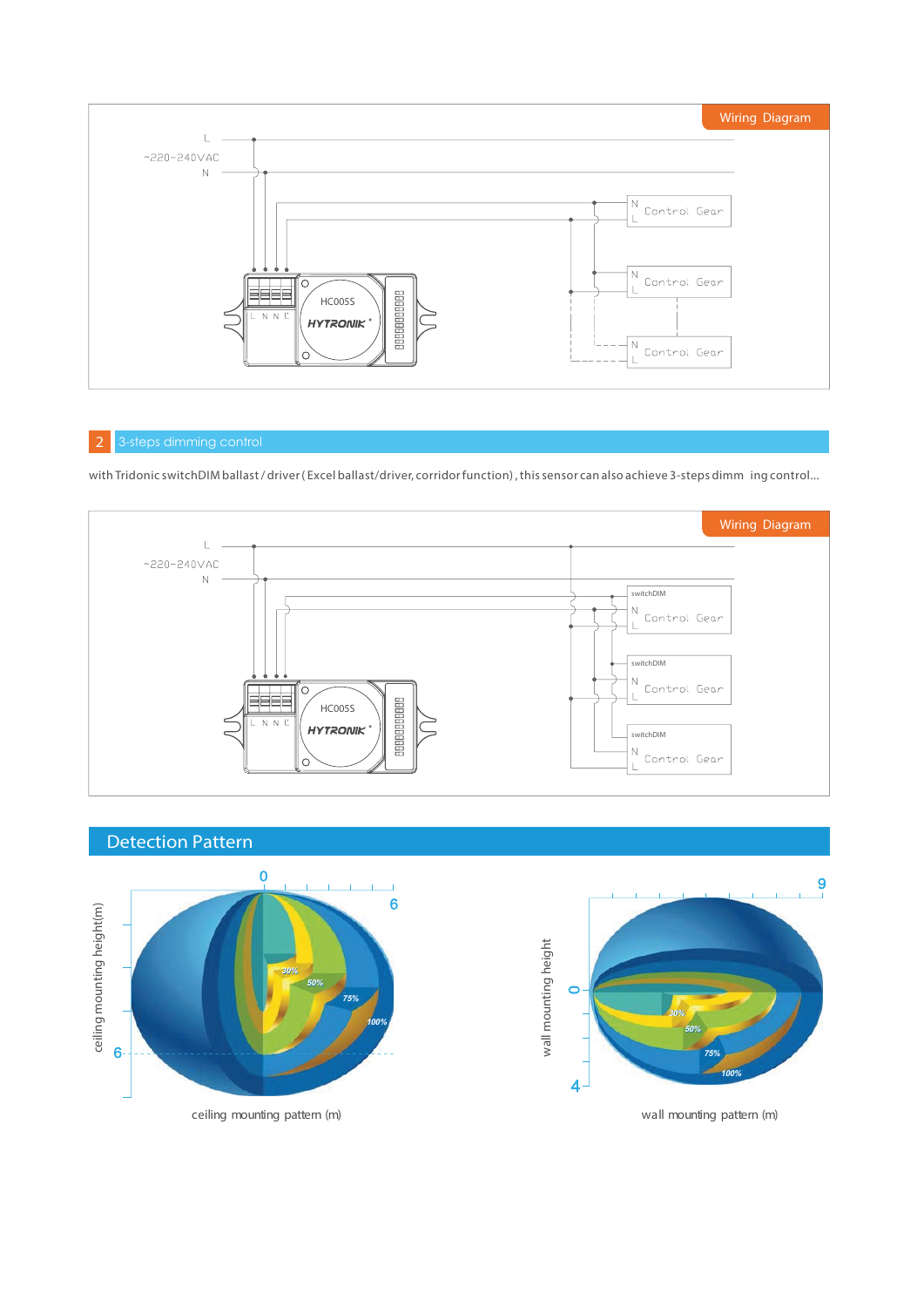Wiring Diagram

~220-240VAC

L

N

HC005S

HYTRONIK

L N N L'

N Control Gear L

N Control Gear L

N Control Gear L

## 2 3-steps dimming control

with Tridonic switchDIM ballast / driver ( Excel ballast/driver, corridor function) , this sensor can also achieve 3-steps dimm ing control...

Wiring Diagram

~220-240VAC

L

N

HC005S

HYTRONIK

L N N L'

switchDIM N Control Gear L

switchDIM N Control Gear L

switchDIM N Control Gear L

## Detection Pattern

ceiling mounting height(m)

0 6

6

30% 50% 75% 100%

ceiling mounting pattern (m)

wall mounting height

9

0

4

30% 50% 75% 100%

wall mounting pattern (m)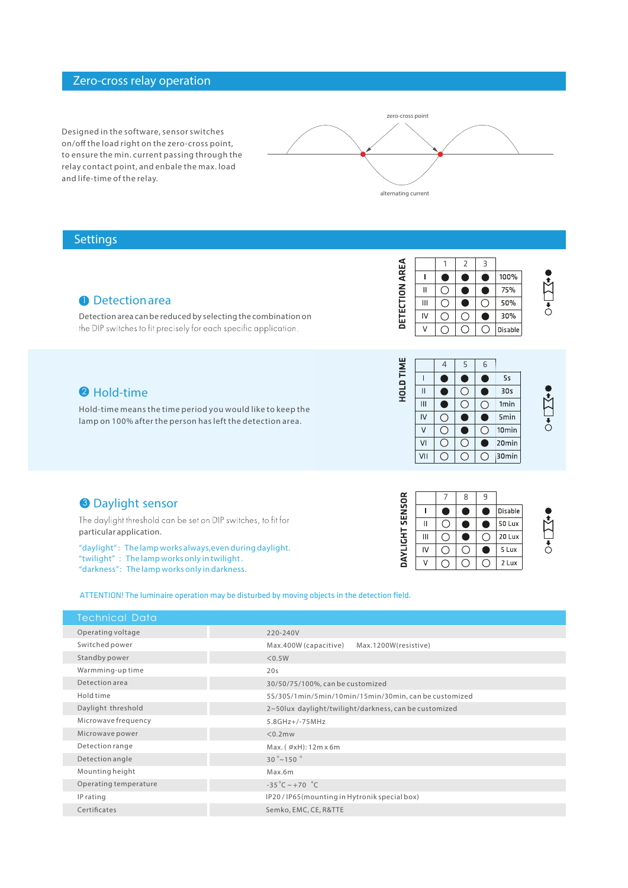## Zero-cross relay operation

Designed in the software, sensor switches on/off the load right on the zero-cross point, to ensure the min. current passing through the relay contact point, and enbale the max. load and life-time of the relay.

zero-cross point

alternating current

## Settings

### ❶ Detection area

Detection area can be reduced by selecting the combination on the DIP switches to fit precisely for each specific application.

DETECTION AREA

| | 1 | 2 | 3 | |
|---|---|---|---|---|
| I | ● | ● | ● | 100% |
| II | ○ | ● | ● | 75% |
| III | ○ | ● | ○ | 50% |
| IV | ○ | ○ | ● | 30% |
| V | ○ | ○ | ○ | Disable |

### ❷ Hold-time

Hold-time means the time period you would like to keep the lamp on 100% after the person has left the detection area.

HOLD TIME

| | 4 | 5 | 6 | |
|---|---|---|---|---|
| I | ● | ● | ● | 5s |
| II | ● | ○ | ● | 30s |
| III | ● | ○ | ○ | 1min |
| IV | ○ | ● | ● | 5min |
| V | ○ | ● | ○ | 10min |
| VI | ○ | ○ | ● | 20min |
| VII | ○ | ○ | ○ | 30min |

### ❸ Daylight sensor

The daylight threshold can be set on DIP switches, to fit for particular application.

"daylight": The lamp works always,even during daylight.
"twilight" : The lamp works only in twilight.
"darkness": The lamp works only in darkness.

DAYLIGHT SENSOR

| | 7 | 8 | 9 | |
|---|---|---|---|---|
| I | ● | ● | ● | Disable |
| II | ○ | ● | ● | 50 Lux |
| III | ○ | ● | ○ | 20 Lux |
| IV | ○ | ○ | ● | 5 Lux |
| V | ○ | ○ | ○ | 2 Lux |

ATTENTION! The luminaire operation may be disturbed by moving objects in the detection field.

## Technical Data

| | |
|---|---|
| Operating voltage | 220-240V |
| Switched power | Max.400W (capacitive) Max.1200W(resistive) |
| Standby power | <0.5W |
| Warmming-up time | 20s |
| Detection area | 30/50/75/100%, can be customized |
| Hold time | 5S/30S/1min/5min/10min/15min/30min, can be customized |
| Daylight threshold | 2~50lux daylight/twilight/darkness, can be customized |
| Microwave frequency | 5.8GHz+/-75MHz |
| Microwave power | <0.2mw |
| Detection range | Max. ( øxH): 12m x 6m |
| Detection angle | 30°~150° |
| Mounting height | Max.6m |
| Operating temperature | -35°C ~ +70 °C |
| IP rating | IP20 / IP65(mounting in Hytronik special box) |
| Certificates | Semko, EMC, CE, R&TTE |